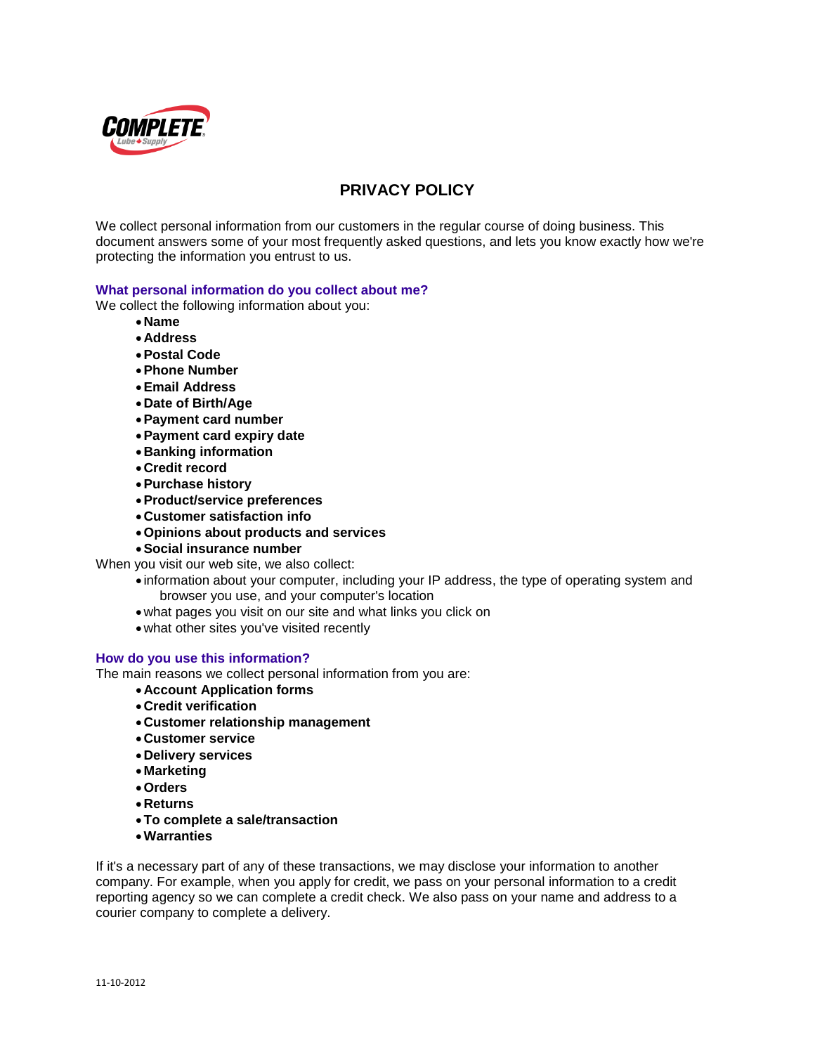# PRIVACY POLICY

We collect personal information from our customers in the regular course of doing business. This document answers some of your most frequently asked questions, and lets you know exactly how we're protecting the information you entrust to us.

### What personal information do you collect about me?

We collect the following information about you:

- **Name**
- **Address**
- **Postal Code**
- **Phone Number**
- **Email Address**
- **Date of Birth/Age**
- **Payment card number**
- **Payment card expiry date**
- **Banking information**
- **Credit record**
- **Purchase history**
- **Product/service preferences**
- **Customer satisfaction info**
- **Opinions about products and services**
- **Social insurance number**

When you visit our web site, we also collect:

- information about your computer, including your IP address, the type of operating system and browser you use, and your computer's location
- what pages you visit on our site and what links you click on
- what other sites you've visited recently

### How do you use this information?

The main reasons we collect personal information from you are:

- **Account Application forms**
- **Credit verification**
- **Customer relationship management**
- **Customer service**
- **Delivery services**
- **Marketing**
- **Orders**
- **Returns**
- **To complete a sale/transaction**
- **Warranties**

If it's a necessary part of any of these transactions, we may disclose your information to another company. For example, when you apply for credit, we pass on your personal information to a credit reporting agency so we can complete a credit check. We also pass on your name and address to a courier company to complete a delivery.

11-10-2012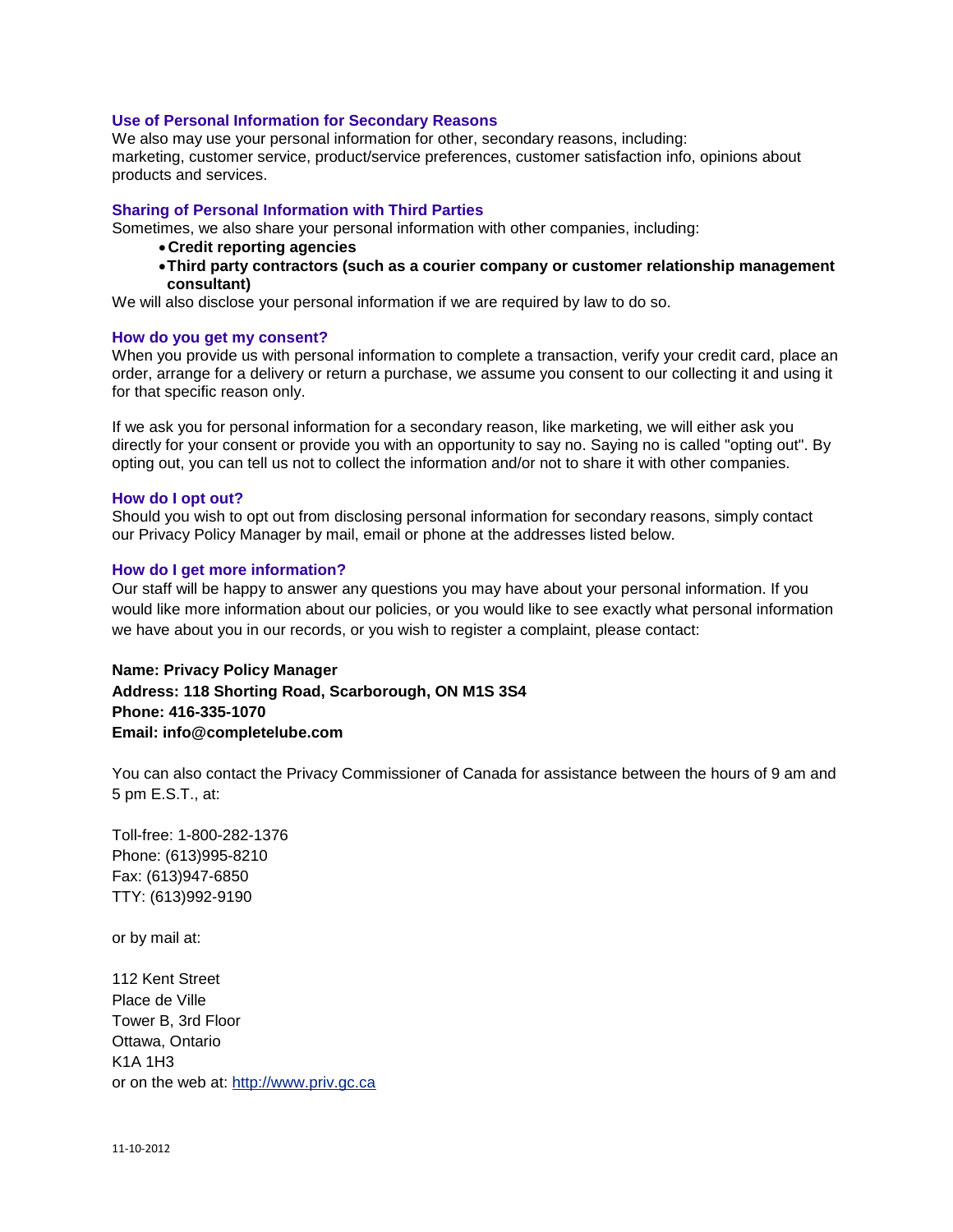### Use of Personal Information for Secondary Reasons

We also may use your personal information for other, secondary reasons, including:
marketing, customer service, product/service preferences, customer satisfaction info, opinions about products and services.

### Sharing of Personal Information with Third Parties

Sometimes, we also share your personal information with other companies, including:

- **Credit reporting agencies**
- **Third party contractors (such as a courier company or customer relationship management consultant)**

We will also disclose your personal information if we are required by law to do so.

### How do you get my consent?

When you provide us with personal information to complete a transaction, verify your credit card, place an order, arrange for a delivery or return a purchase, we assume you consent to our collecting it and using it for that specific reason only.

If we ask you for personal information for a secondary reason, like marketing, we will either ask you directly for your consent or provide you with an opportunity to say no. Saying no is called "opting out". By opting out, you can tell us not to collect the information and/or not to share it with other companies.

### How do I opt out?

Should you wish to opt out from disclosing personal information for secondary reasons, simply contact our Privacy Policy Manager by mail, email or phone at the addresses listed below.

### How do I get more information?

Our staff will be happy to answer any questions you may have about your personal information. If you would like more information about our policies, or you would like to see exactly what personal information we have about you in our records, or you wish to register a complaint, please contact:

**Name: Privacy Policy Manager**
**Address: 118 Shorting Road, Scarborough, ON M1S 3S4**
**Phone: 416-335-1070**
**Email: info@completelube.com**

You can also contact the Privacy Commissioner of Canada for assistance between the hours of 9 am and 5 pm E.S.T., at:

Toll-free: 1-800-282-1376
Phone: (613)995-8210
Fax: (613)947-6850
TTY: (613)992-9190

or by mail at:

112 Kent Street
Place de Ville
Tower B, 3rd Floor
Ottawa, Ontario
K1A 1H3
or on the web at: http://www.priv.gc.ca

11-10-2012